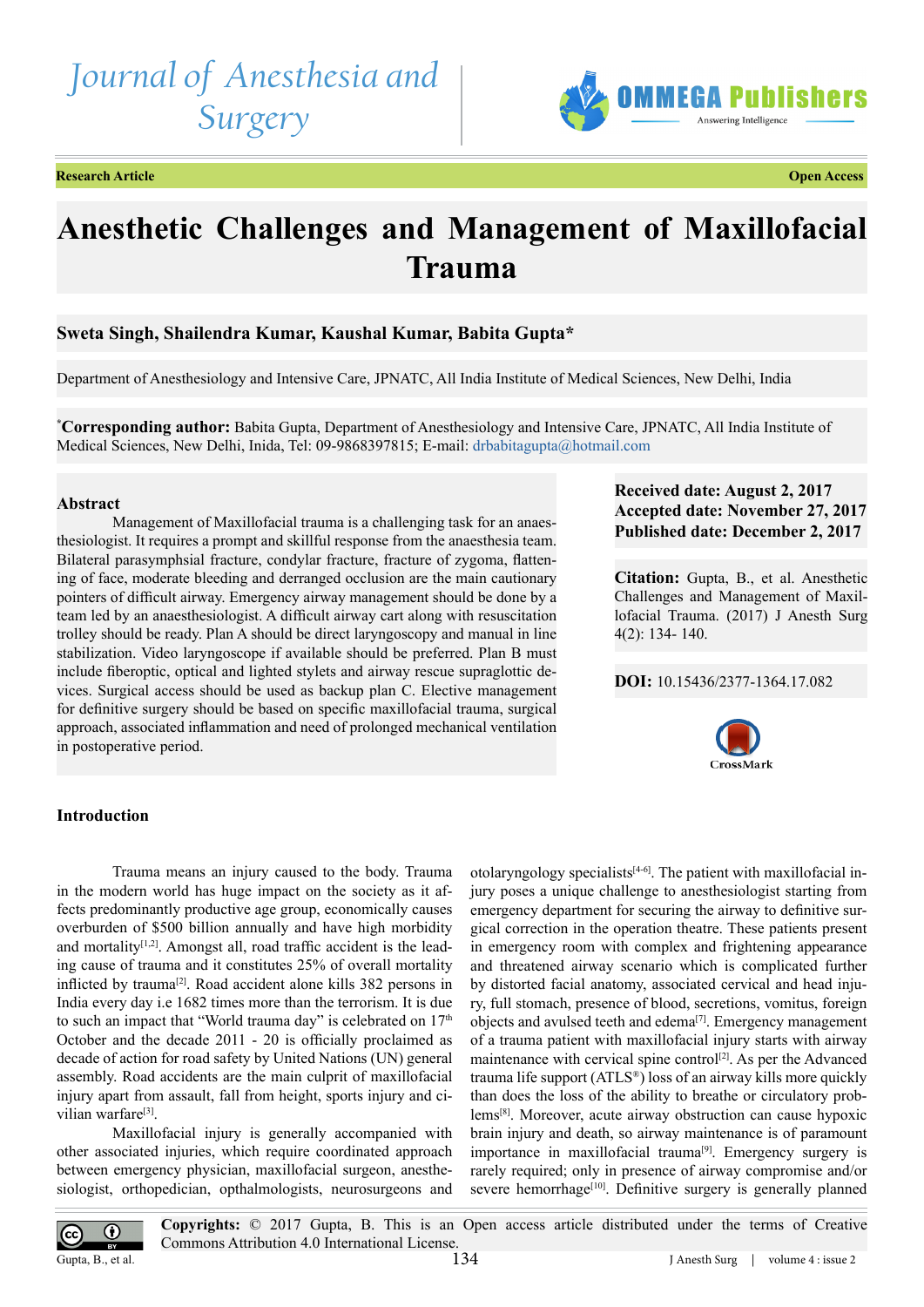# Anesthetic Challenges and Management of Maxillofacial Trauma

**Sweta Singh, Shailendra Kumar, Kaushal Kumar, Babita Gupta***

Department of Anesthesiology and Intensive Care, JPNATC, All India Institute of Medical Sciences, New Delhi, India

***Corresponding author:** Babita Gupta, Department of Anesthesiology and Intensive Care, JPNATC, All India Institute of Medical Sciences, New Delhi, Inida, Tel: 09-9868397815; E-mail: drbabitagupta@hotmail.com

**Received date: August 2, 2017**
**Accepted date: November 27, 2017**
**Published date: December 2, 2017**

**Citation:** Gupta, B., et al. Anesthetic Challenges and Management of Maxillofacial Trauma. (2017) J Anesth Surg 4(2): 134- 140.

**DOI:** 10.15436/2377-1364.17.082

## Abstract

Management of Maxillofacial trauma is a challenging task for an anaesthesiologist. It requires a prompt and skillful response from the anaesthesia team. Bilateral parasymphsial fracture, condylar fracture, fracture of zygoma, flattening of face, moderate bleeding and derranged occlusion are the main cautionary pointers of difficult airway. Emergency airway management should be done by a team led by an anaesthesiologist. A difficult airway cart along with resuscitation trolley should be ready. Plan A should be direct laryngoscopy and manual in line stabilization. Video laryngoscope if available should be preferred. Plan B must include fiberoptic, optical and lighted stylets and airway rescue supraglottic devices. Surgical access should be used as backup plan C. Elective management for definitive surgery should be based on specific maxillofacial trauma, surgical approach, associated inflammation and need of prolonged mechanical ventilation in postoperative period.

## Introduction

Trauma means an injury caused to the body. Trauma in the modern world has huge impact on the society as it affects predominantly productive age group, economically causes overburden of $500 billion annually and have high morbidity and mortality[1,2]. Amongst all, road traffic accident is the leading cause of trauma and it constitutes 25% of overall mortality inflicted by trauma[2]. Road accident alone kills 382 persons in India every day i.e 1682 times more than the terrorism. It is due to such an impact that "World trauma day" is celebrated on 17th October and the decade 2011 - 20 is officially proclaimed as decade of action for road safety by United Nations (UN) general assembly. Road accidents are the main culprit of maxillofacial injury apart from assault, fall from height, sports injury and civilian warfare[3].

Maxillofacial injury is generally accompanied with other associated injuries, which require coordinated approach between emergency physician, maxillofacial surgeon, anesthesiologist, orthopedician, opthalmologists, neurosurgeons and otolaryngology specialists[4-6]. The patient with maxillofacial injury poses a unique challenge to anesthesiologist starting from emergency department for securing the airway to definitive surgical correction in the operation theatre. These patients present in emergency room with complex and frightening appearance and threatened airway scenario which is complicated further by distorted facial anatomy, associated cervical and head injury, full stomach, presence of blood, secretions, vomitus, foreign objects and avulsed teeth and edema[7]. Emergency management of a trauma patient with maxillofacial injury starts with airway maintenance with cervical spine control[2]. As per the Advanced trauma life support (ATLS®) loss of an airway kills more quickly than does the loss of the ability to breathe or circulatory problems[8]. Moreover, acute airway obstruction can cause hypoxic brain injury and death, so airway maintenance is of paramount importance in maxillofacial trauma[9]. Emergency surgery is rarely required; only in presence of airway compromise and/or severe hemorrhage[10]. Definitive surgery is generally planned

**Copyrights:** © 2017 Gupta, B. This is an Open access article distributed under the terms of Creative Commons Attribution 4.0 International License.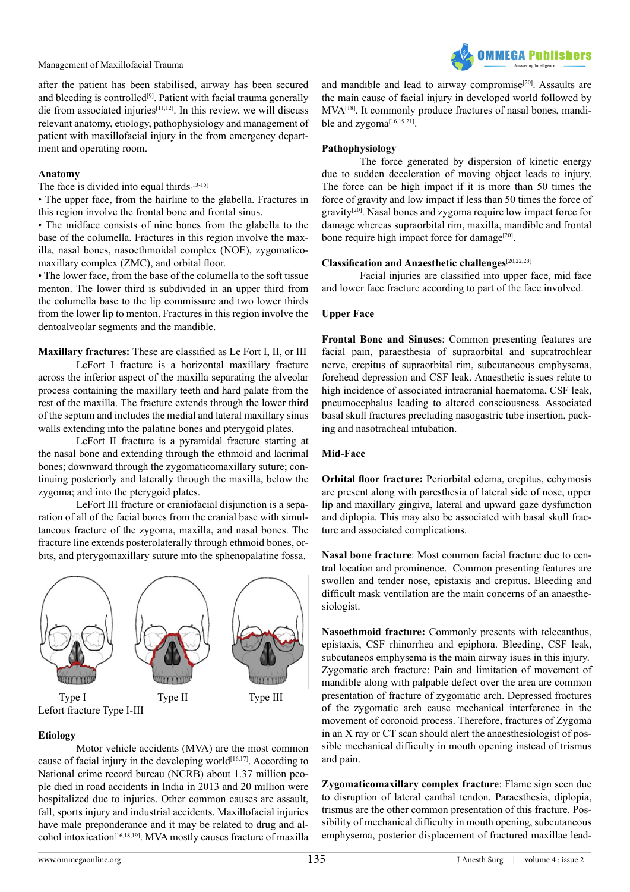after the patient has been stabilised, airway has been secured and bleeding is controlled[9]. Patient with facial trauma generally die from associated injuries[11,12]. In this review, we will discuss relevant anatomy, etiology, pathophysiology and management of patient with maxillofacial injury in the from emergency department and operating room.

**Anatomy**

The face is divided into equal thirds[13-15]

- The upper face, from the hairline to the glabella. Fractures in this region involve the frontal bone and frontal sinus.
- The midface consists of nine bones from the glabella to the base of the columella. Fractures in this region involve the maxilla, nasal bones, nasoethmoidal complex (NOE), zygomaticomaxillary complex (ZMC), and orbital floor.
- The lower face, from the base of the columella to the soft tissue menton. The lower third is subdivided in an upper third from the columella base to the lip commissure and two lower thirds from the lower lip to menton. Fractures in this region involve the dentoalveolar segments and the mandible.

**Maxillary fractures:** These are classified as Le Fort I, II, or III

LeFort I fracture is a horizontal maxillary fracture across the inferior aspect of the maxilla separating the alveolar process containing the maxillary teeth and hard palate from the rest of the maxilla. The fracture extends through the lower third of the septum and includes the medial and lateral maxillary sinus walls extending into the palatine bones and pterygoid plates.

LeFort II fracture is a pyramidal fracture starting at the nasal bone and extending through the ethmoid and lacrimal bones; downward through the zygomaticomaxillary suture; continuing posteriorly and laterally through the maxilla, below the zygoma; and into the pterygoid plates.

LeFort III fracture or craniofacial disjunction is a separation of all of the facial bones from the cranial base with simultaneous fracture of the zygoma, maxilla, and nasal bones. The fracture line extends posterolaterally through ethmoid bones, orbits, and pterygomaxillary suture into the sphenopalatine fossa.

Type I Type II Type III

Lefort fracture Type I-III

**Etiology**

Motor vehicle accidents (MVA) are the most common cause of facial injury in the developing world[16,17]. According to National crime record bureau (NCRB) about 1.37 million people died in road accidents in India in 2013 and 20 million were hospitalized due to injuries. Other common causes are assault, fall, sports injury and industrial accidents. Maxillofacial injuries have male preponderance and it may be related to drug and alcohol intoxication[16,18,19]. MVA mostly causes fracture of maxilla and mandible and lead to airway compromise[20]. Assaults are the main cause of facial injury in developed world followed by MVA[18]. It commonly produce fractures of nasal bones, mandible and zygoma[16,19,21].

**Pathophysiology**

The force generated by dispersion of kinetic energy due to sudden deceleration of moving object leads to injury. The force can be high impact if it is more than 50 times the force of gravity and low impact if less than 50 times the force of gravity[20]. Nasal bones and zygoma require low impact force for damage whereas supraorbital rim, maxilla, mandible and frontal bone require high impact force for damage[20].

**Classification and Anaesthetic challenges**[20,22,23]

Facial injuries are classified into upper face, mid face and lower face fracture according to part of the face involved.

**Upper Face**

**Frontal Bone and Sinuses**: Common presenting features are facial pain, paraesthesia of supraorbital and supratrochlear nerve, crepitus of supraorbital rim, subcutaneous emphysema, forehead depression and CSF leak. Anaesthetic issues relate to high incidence of associated intracranial haematoma, CSF leak, pneumocephalus leading to altered consciousness. Associated basal skull fractures precluding nasogastric tube insertion, packing and nasotracheal intubation.

**Mid-Face**

**Orbital floor fracture:** Periorbital edema, crepitus, echymosis are present along with paresthesia of lateral side of nose, upper lip and maxillary gingiva, lateral and upward gaze dysfunction and diplopia. This may also be associated with basal skull fracture and associated complications.

**Nasal bone fracture**: Most common facial fracture due to central location and prominence. Common presenting features are swollen and tender nose, epistaxis and crepitus. Bleeding and difficult mask ventilation are the main concerns of an anaesthesiologist.

**Nasoethmoid fracture:** Commonly presents with telecanthus, epistaxis, CSF rhinorrhea and epiphora. Bleeding, CSF leak, subcutaneos emphysema is the main airway isues in this injury. Zygomatic arch fracture: Pain and limitation of movement of mandible along with palpable defect over the area are common presentation of fracture of zygomatic arch. Depressed fractures of the zygomatic arch cause mechanical interference in the movement of coronoid process. Therefore, fractures of Zygoma in an X ray or CT scan should alert the anaesthesiologist of possible mechanical difficulty in mouth opening instead of trismus and pain.

**Zygomaticomaxillary complex fracture**: Flame sign seen due to disruption of lateral canthal tendon. Paraesthesia, diplopia, trismus are the other common presentation of this fracture. Possibility of mechanical difficulty in mouth opening, subcutaneous emphysema, posterior displacement of fractured maxillae lead-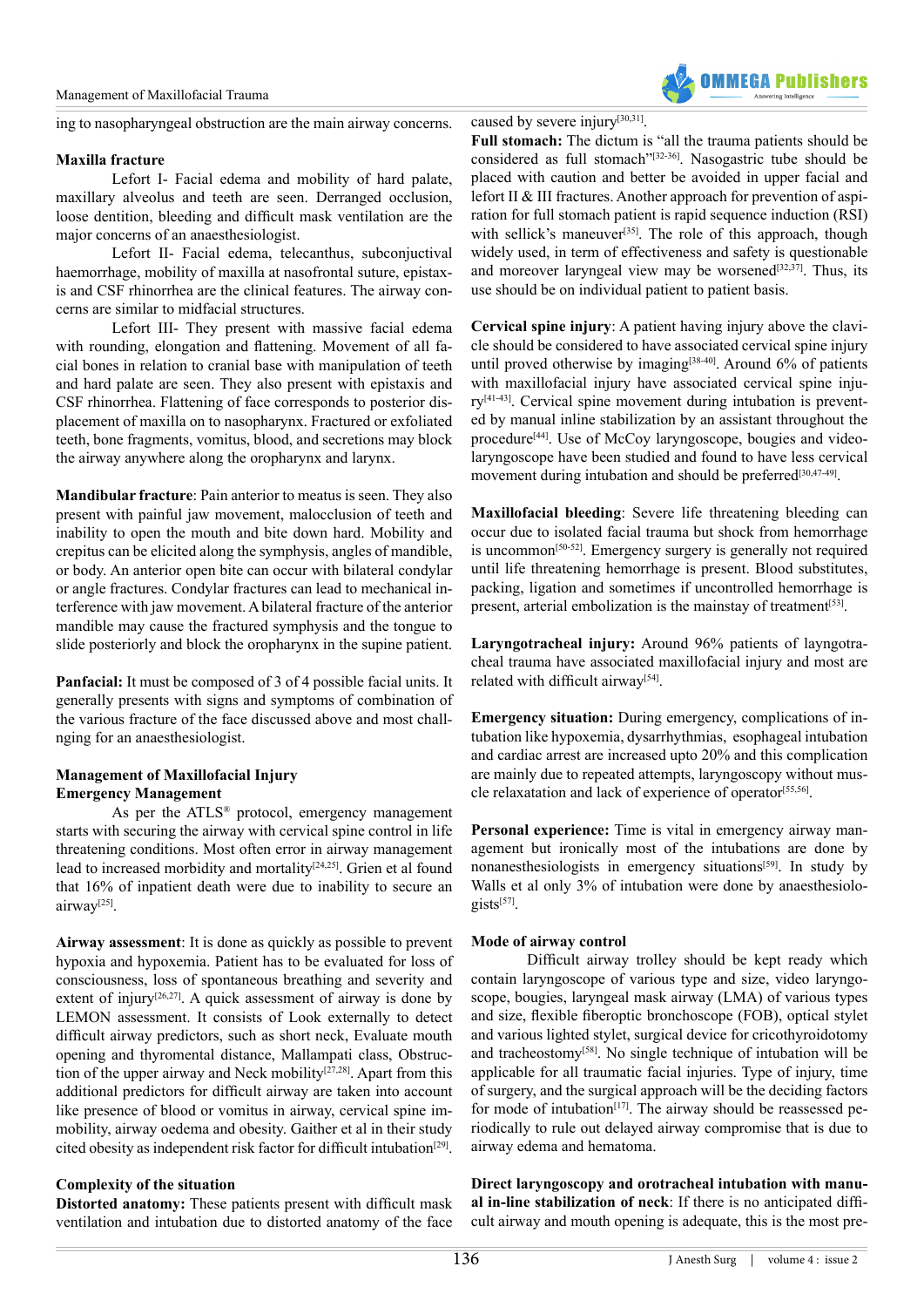ing to nasopharyngeal obstruction are the main airway concerns.

**Maxilla fracture**

Lefort I- Facial edema and mobility of hard palate, maxillary alveolus and teeth are seen. Derranged occlusion, loose dentition, bleeding and difficult mask ventilation are the major concerns of an anaesthesiologist.

Lefort II- Facial edema, telecanthus, subconjuctival haemorrhage, mobility of maxilla at nasofrontal suture, epistaxis and CSF rhinorrhea are the clinical features. The airway concerns are similar to midfacial structures.

Lefort III- They present with massive facial edema with rounding, elongation and flattening. Movement of all facial bones in relation to cranial base with manipulation of teeth and hard palate are seen. They also present with epistaxis and CSF rhinorrhea. Flattening of face corresponds to posterior displacement of maxilla on to nasopharynx. Fractured or exfoliated teeth, bone fragments, vomitus, blood, and secretions may block the airway anywhere along the oropharynx and larynx.

**Mandibular fracture**: Pain anterior to meatus is seen. They also present with painful jaw movement, malocclusion of teeth and inability to open the mouth and bite down hard. Mobility and crepitus can be elicited along the symphysis, angles of mandible, or body. An anterior open bite can occur with bilateral condylar or angle fractures. Condylar fractures can lead to mechanical interference with jaw movement. A bilateral fracture of the anterior mandible may cause the fractured symphysis and the tongue to slide posteriorly and block the oropharynx in the supine patient.

**Panfacial:** It must be composed of 3 of 4 possible facial units. It generally presents with signs and symptoms of combination of the various fracture of the face discussed above and most challnging for an anaesthesiologist.

## Management of Maxillofacial Injury

### Emergency Management

As per the ATLS® protocol, emergency management starts with securing the airway with cervical spine control in life threatening conditions. Most often error in airway management lead to increased morbidity and mortality[24,25]. Grien et al found that 16% of inpatient death were due to inability to secure an airway[25].

**Airway assessment**: It is done as quickly as possible to prevent hypoxia and hypoxemia. Patient has to be evaluated for loss of consciousness, loss of spontaneous breathing and severity and extent of injury[26,27]. A quick assessment of airway is done by LEMON assessment. It consists of Look externally to detect difficult airway predictors, such as short neck, Evaluate mouth opening and thyromental distance, Mallampati class, Obstruction of the upper airway and Neck mobility[27,28]. Apart from this additional predictors for difficult airway are taken into account like presence of blood or vomitus in airway, cervical spine immobility, airway oedema and obesity. Gaither et al in their study cited obesity as independent risk factor for difficult intubation[29].

**Complexity of the situation**

**Distorted anatomy:** These patients present with difficult mask ventilation and intubation due to distorted anatomy of the face caused by severe injury[30,31].

**Full stomach:** The dictum is "all the trauma patients should be considered as full stomach"[32-36]. Nasogastric tube should be placed with caution and better be avoided in upper facial and lefort II & III fractures. Another approach for prevention of aspiration for full stomach patient is rapid sequence induction (RSI) with sellick's maneuver[35]. The role of this approach, though widely used, in term of effectiveness and safety is questionable and moreover laryngeal view may be worsened[32,37]. Thus, its use should be on individual patient to patient basis.

**Cervical spine injury**: A patient having injury above the clavicle should be considered to have associated cervical spine injury until proved otherwise by imaging[38-40]. Around 6% of patients with maxillofacial injury have associated cervical spine injury[41-43]. Cervical spine movement during intubation is prevented by manual inline stabilization by an assistant throughout the procedure[44]. Use of McCoy laryngoscope, bougies and videolaryngoscope have been studied and found to have less cervical movement during intubation and should be preferred[30,47-49].

**Maxillofacial bleeding**: Severe life threatening bleeding can occur due to isolated facial trauma but shock from hemorrhage is uncommon[50-52]. Emergency surgery is generally not required until life threatening hemorrhage is present. Blood substitutes, packing, ligation and sometimes if uncontrolled hemorrhage is present, arterial embolization is the mainstay of treatment[53].

**Laryngotracheal injury:** Around 96% patients of layngotracheal trauma have associated maxillofacial injury and most are related with difficult airway[54].

**Emergency situation:** During emergency, complications of intubation like hypoxemia, dysarrhythmias, esophageal intubation and cardiac arrest are increased upto 20% and this complication are mainly due to repeated attempts, laryngoscopy without muscle relaxatation and lack of experience of operator[55,56].

**Personal experience:** Time is vital in emergency airway management but ironically most of the intubations are done by nonanesthesiologists in emergency situations[59]. In study by Walls et al only 3% of intubation were done by anaesthesiologists[57].

**Mode of airway control**

Difficult airway trolley should be kept ready which contain laryngoscope of various type and size, video laryngoscope, bougies, laryngeal mask airway (LMA) of various types and size, flexible fiberoptic bronchoscope (FOB), optical stylet and various lighted stylet, surgical device for cricothyroidotomy and tracheostomy[58]. No single technique of intubation will be applicable for all traumatic facial injuries. Type of injury, time of surgery, and the surgical approach will be the deciding factors for mode of intubation[17]. The airway should be reassessed periodically to rule out delayed airway compromise that is due to airway edema and hematoma.

**Direct laryngoscopy and orotracheal intubation with manual in-line stabilization of neck**: If there is no anticipated difficult airway and mouth opening is adequate, this is the most pre-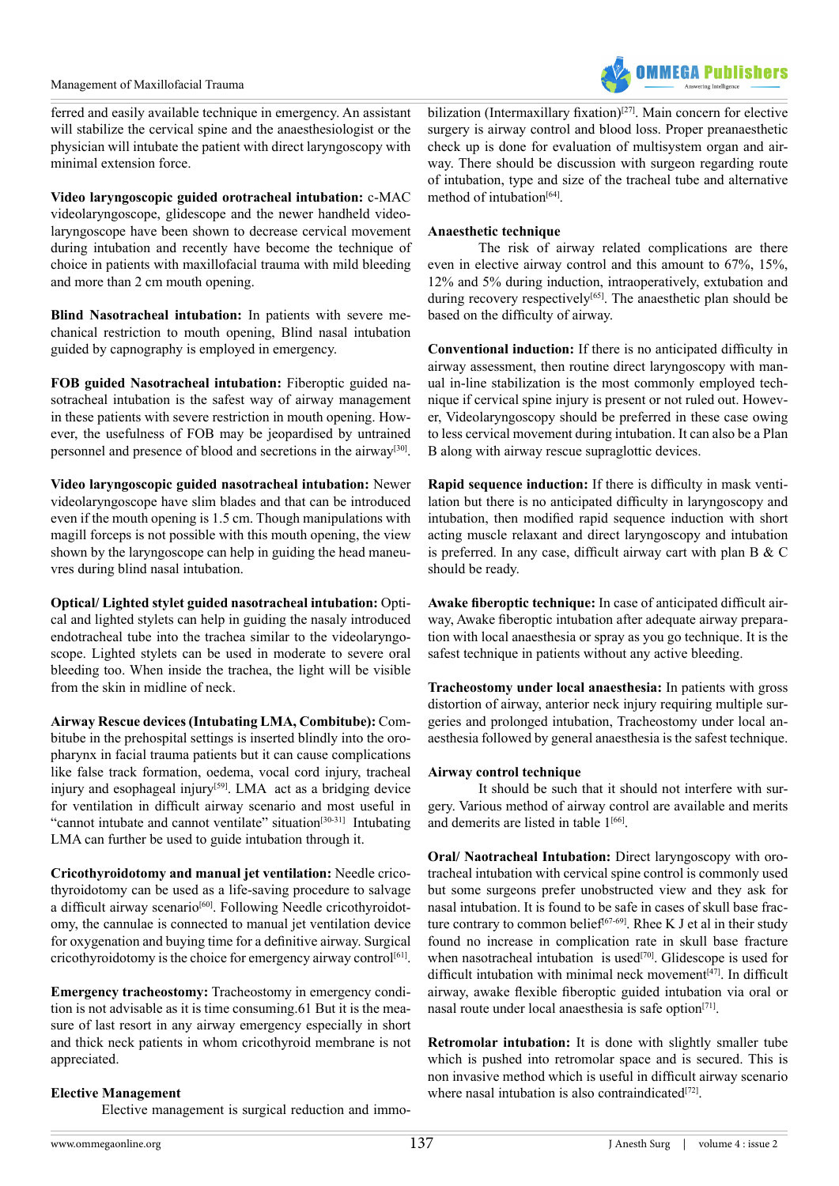ferred and easily available technique in emergency. An assistant will stabilize the cervical spine and the anaesthesiologist or the physician will intubate the patient with direct laryngoscopy with minimal extension force.

**Video laryngoscopic guided orotracheal intubation:** c-MAC videolaryngoscope, glidescope and the newer handheld videolaryngoscope have been shown to decrease cervical movement during intubation and recently have become the technique of choice in patients with maxillofacial trauma with mild bleeding and more than 2 cm mouth opening.

**Blind Nasotracheal intubation:** In patients with severe mechanical restriction to mouth opening, Blind nasal intubation guided by capnography is employed in emergency.

**FOB guided Nasotracheal intubation:** Fiberoptic guided nasotracheal intubation is the safest way of airway management in these patients with severe restriction in mouth opening. However, the usefulness of FOB may be jeopardised by untrained personnel and presence of blood and secretions in the airway[30].

**Video laryngoscopic guided nasotracheal intubation:** Newer videolaryngoscope have slim blades and that can be introduced even if the mouth opening is 1.5 cm. Though manipulations with magill forceps is not possible with this mouth opening, the view shown by the laryngoscope can help in guiding the head maneuvres during blind nasal intubation.

**Optical/ Lighted stylet guided nasotracheal intubation:** Optical and lighted stylets can help in guiding the nasaly introduced endotracheal tube into the trachea similar to the videolaryngoscope. Lighted stylets can be used in moderate to severe oral bleeding too. When inside the trachea, the light will be visible from the skin in midline of neck.

**Airway Rescue devices (Intubating LMA, Combitube):** Combitube in the prehospital settings is inserted blindly into the oropharynx in facial trauma patients but it can cause complications like false track formation, oedema, vocal cord injury, tracheal injury and esophageal injury[59]. LMA act as a bridging device for ventilation in difficult airway scenario and most useful in "cannot intubate and cannot ventilate" situation[30-31]. Intubating LMA can further be used to guide intubation through it.

**Cricothyroidotomy and manual jet ventilation:** Needle cricothyroidotomy can be used as a life-saving procedure to salvage a difficult airway scenario[60]. Following Needle cricothyroidotomy, the cannulae is connected to manual jet ventilation device for oxygenation and buying time for a definitive airway. Surgical cricothyroidotomy is the choice for emergency airway control[61].

**Emergency tracheostomy:** Tracheostomy in emergency condition is not advisable as it is time consuming.61 But it is the measure of last resort in any airway emergency especially in short and thick neck patients in whom cricothyroid membrane is not appreciated.

### Elective Management

Elective management is surgical reduction and immobilization (Intermaxillary fixation)[27]. Main concern for elective surgery is airway control and blood loss. Proper preanaesthetic check up is done for evaluation of multisystem organ and airway. There should be discussion with surgeon regarding route of intubation, type and size of the tracheal tube and alternative method of intubation[64].

### Anaesthetic technique

The risk of airway related complications are there even in elective airway control and this amount to 67%, 15%, 12% and 5% during induction, intraoperatively, extubation and during recovery respectively[65]. The anaesthetic plan should be based on the difficulty of airway.

**Conventional induction:** If there is no anticipated difficulty in airway assessment, then routine direct laryngoscopy with manual in-line stabilization is the most commonly employed technique if cervical spine injury is present or not ruled out. However, Videolaryngoscopy should be preferred in these case owing to less cervical movement during intubation. It can also be a Plan B along with airway rescue supraglottic devices.

**Rapid sequence induction:** If there is difficulty in mask ventilation but there is no anticipated difficulty in laryngoscopy and intubation, then modified rapid sequence induction with short acting muscle relaxant and direct laryngoscopy and intubation is preferred. In any case, difficult airway cart with plan B & C should be ready.

**Awake fiberoptic technique:** In case of anticipated difficult airway, Awake fiberoptic intubation after adequate airway preparation with local anaesthesia or spray as you go technique. It is the safest technique in patients without any active bleeding.

**Tracheostomy under local anaesthesia:** In patients with gross distortion of airway, anterior neck injury requiring multiple surgeries and prolonged intubation, Tracheostomy under local anaesthesia followed by general anaesthesia is the safest technique.

### Airway control technique

It should be such that it should not interfere with surgery. Various method of airway control are available and merits and demerits are listed in table 1[66].

**Oral/ Naotracheal Intubation:** Direct laryngoscopy with orotracheal intubation with cervical spine control is commonly used but some surgeons prefer unobstructed view and they ask for nasal intubation. It is found to be safe in cases of skull base fracture contrary to common belief[67-69]. Rhee K J et al in their study found no increase in complication rate in skull base fracture when nasotracheal intubation is used[70]. Glidescope is used for difficult intubation with minimal neck movement[47]. In difficult airway, awake flexible fiberoptic guided intubation via oral or nasal route under local anaesthesia is safe option[71].

**Retromolar intubation:** It is done with slightly smaller tube which is pushed into retromolar space and is secured. This is non invasive method which is useful in difficult airway scenario where nasal intubation is also contraindicated[72].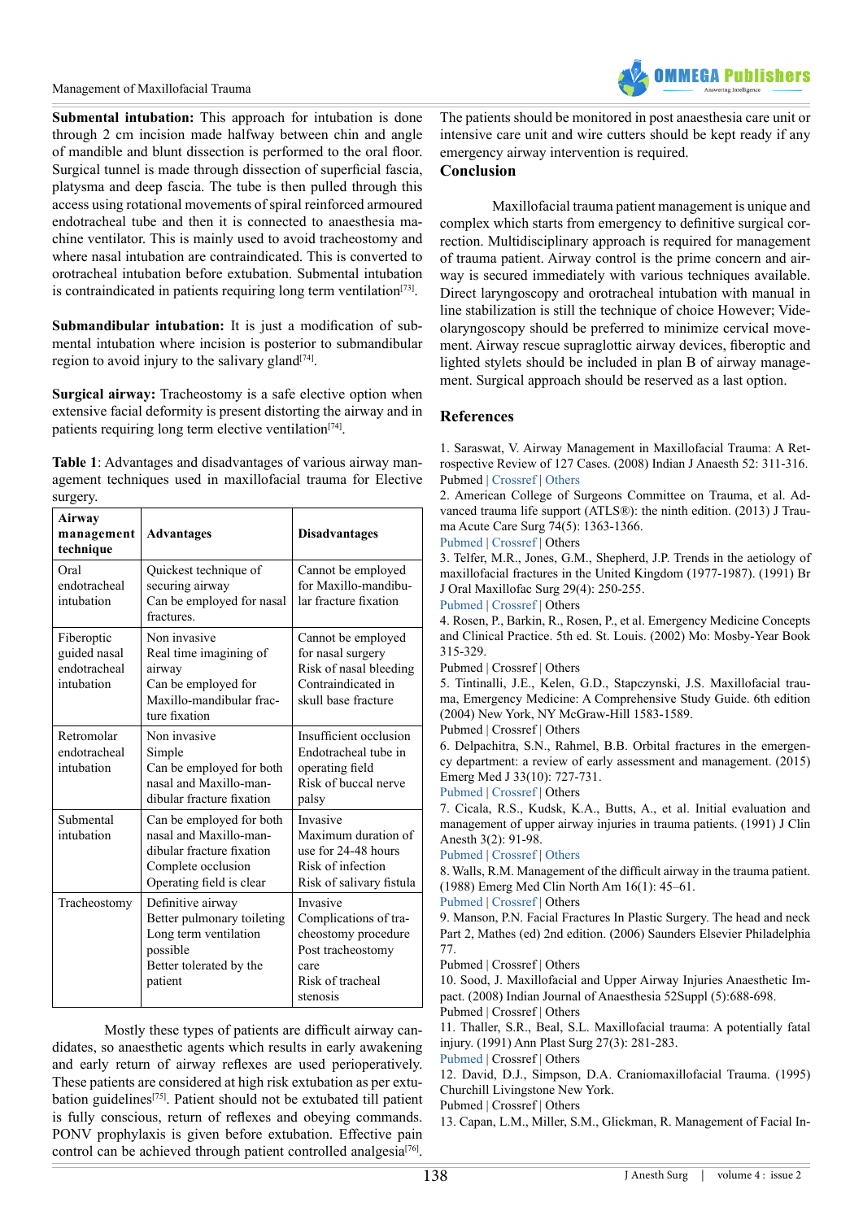**Submental intubation:** This approach for intubation is done through 2 cm incision made halfway between chin and angle of mandible and blunt dissection is performed to the oral floor. Surgical tunnel is made through dissection of superficial fascia, platysma and deep fascia. The tube is then pulled through this access using rotational movements of spiral reinforced armoured endotracheal tube and then it is connected to anaesthesia machine ventilator. This is mainly used to avoid tracheostomy and where nasal intubation are contraindicated. This is converted to orotracheal intubation before extubation. Submental intubation is contraindicated in patients requiring long term ventilation[73].

**Submandibular intubation:** It is just a modification of submental intubation where incision is posterior to submandibular region to avoid injury to the salivary gland[74].

**Surgical airway:** Tracheostomy is a safe elective option when extensive facial deformity is present distorting the airway and in patients requiring long term elective ventilation[74].

**Table 1**: Advantages and disadvantages of various airway management techniques used in maxillofacial trauma for Elective surgery.

| Airway management technique | Advantages | Disadvantages |
|---|---|---|
| Oral endotracheal intubation | Quickest technique of securing airway<br>Can be employed for nasal fractures. | Cannot be employed for Maxillo-mandibular fracture fixation |
| Fiberoptic guided nasal endotracheal intubation | Non invasive<br>Real time imaging of airway<br>Can be employed for Maxillo-mandibular fracture fixation | Cannot be employed for nasal surgery<br>Risk of nasal bleeding<br>Contraindicated in skull base fracture |
| Retromolar endotracheal intubation | Non invasive<br>Simple<br>Can be employed for both nasal and Maxillo-mandibular fracture fixation | Insufficient occlusion<br>Endotracheal tube in operating field<br>Risk of buccal nerve palsy |
| Submental intubation | Can be employed for both nasal and Maxillo-mandibular fracture fixation<br>Complete occlusion<br>Operating field is clear | Invasive<br>Maximum duration of use for 24-48 hours<br>Risk of infection<br>Risk of salivary fistula |
| Tracheostomy | Definitive airway<br>Better pulmonary toileting<br>Long term ventilation possible<br>Better tolerated by the patient | Invasive<br>Complications of tracheostomy procedure<br>Post tracheostomy care<br>Risk of tracheal stenosis |

Mostly these types of patients are difficult airway candidates, so anaesthetic agents which results in early awakening and early return of airway reflexes are used perioperatively. These patients are considered at high risk extubation as per extubation guidelines[75]. Patient should not be extubated till patient is fully conscious, return of reflexes and obeying commands. PONV prophylaxis is given before extubation. Effective pain control can be achieved through patient controlled analgesia[76]. The patients should be monitored in post anaesthesia care unit or intensive care unit and wire cutters should be kept ready if any emergency airway intervention is required.

## Conclusion

Maxillofacial trauma patient management is unique and complex which starts from emergency to definitive surgical correction. Multidisciplinary approach is required for management of trauma patient. Airway control is the prime concern and airway is secured immediately with various techniques available. Direct laryngoscopy and orotracheal intubation with manual in line stabilization is still the technique of choice However; Videolaryngoscopy should be preferred to minimize cervical movement. Airway rescue supraglottic airway devices, fiberoptic and lighted stylets should be included in plan B of airway management. Surgical approach should be reserved as a last option.

## References

1. Saraswat, V. Airway Management in Maxillofacial Trauma: A Retrospective Review of 127 Cases. (2008) Indian J Anaesth 52: 311-316.
Pubmed | Crossref | Others
2. American College of Surgeons Committee on Trauma, et al. Advanced trauma life support (ATLS®): the ninth edition. (2013) J Trauma Acute Care Surg 74(5): 1363-1366.
Pubmed | Crossref | Others
3. Telfer, M.R., Jones, G.M., Shepherd, J.P. Trends in the aetiology of maxillofacial fractures in the United Kingdom (1977-1987). (1991) Br J Oral Maxillofac Surg 29(4): 250-255.
Pubmed | Crossref | Others
4. Rosen, P., Barkin, R., Rosen, P., et al. Emergency Medicine Concepts and Clinical Practice. 5th ed. St. Louis. (2002) Mo: Mosby-Year Book 315-329.
Pubmed | Crossref | Others
5. Tintinalli, J.E., Kelen, G.D., Stapczynski, J.S. Maxillofacial trauma, Emergency Medicine: A Comprehensive Study Guide. 6th edition (2004) New York, NY McGraw-Hill 1583-1589.
Pubmed | Crossref | Others
6. Delpachitra, S.N., Rahmel, B.B. Orbital fractures in the emergency department: a review of early assessment and management. (2015) Emerg Med J 33(10): 727-731.
Pubmed | Crossref | Others
7. Cicala, R.S., Kudsk, K.A., Butts, A., et al. Initial evaluation and management of upper airway injuries in trauma patients. (1991) J Clin Anesth 3(2): 91-98.
Pubmed | Crossref | Others
8. Walls, R.M. Management of the difficult airway in the trauma patient. (1988) Emerg Med Clin North Am 16(1): 45–61.
Pubmed | Crossref | Others
9. Manson, P.N. Facial Fractures In Plastic Surgery. The head and neck Part 2, Mathes (ed) 2nd edition. (2006) Saunders Elsevier Philadelphia 77.
Pubmed | Crossref | Others
10. Sood, J. Maxillofacial and Upper Airway Injuries Anaesthetic Impact. (2008) Indian Journal of Anaesthesia 52Suppl (5):688-698.
Pubmed | Crossref | Others
11. Thaller, S.R., Beal, S.L. Maxillofacial trauma: A potentially fatal injury. (1991) Ann Plast Surg 27(3): 281-283.
Pubmed | Crossref | Others
12. David, D.J., Simpson, D.A. Craniomaxillofacial Trauma. (1995) Churchill Livingstone New York.
Pubmed | Crossref | Others
13. Capan, L.M., Miller, S.M., Glickman, R. Management of Facial In-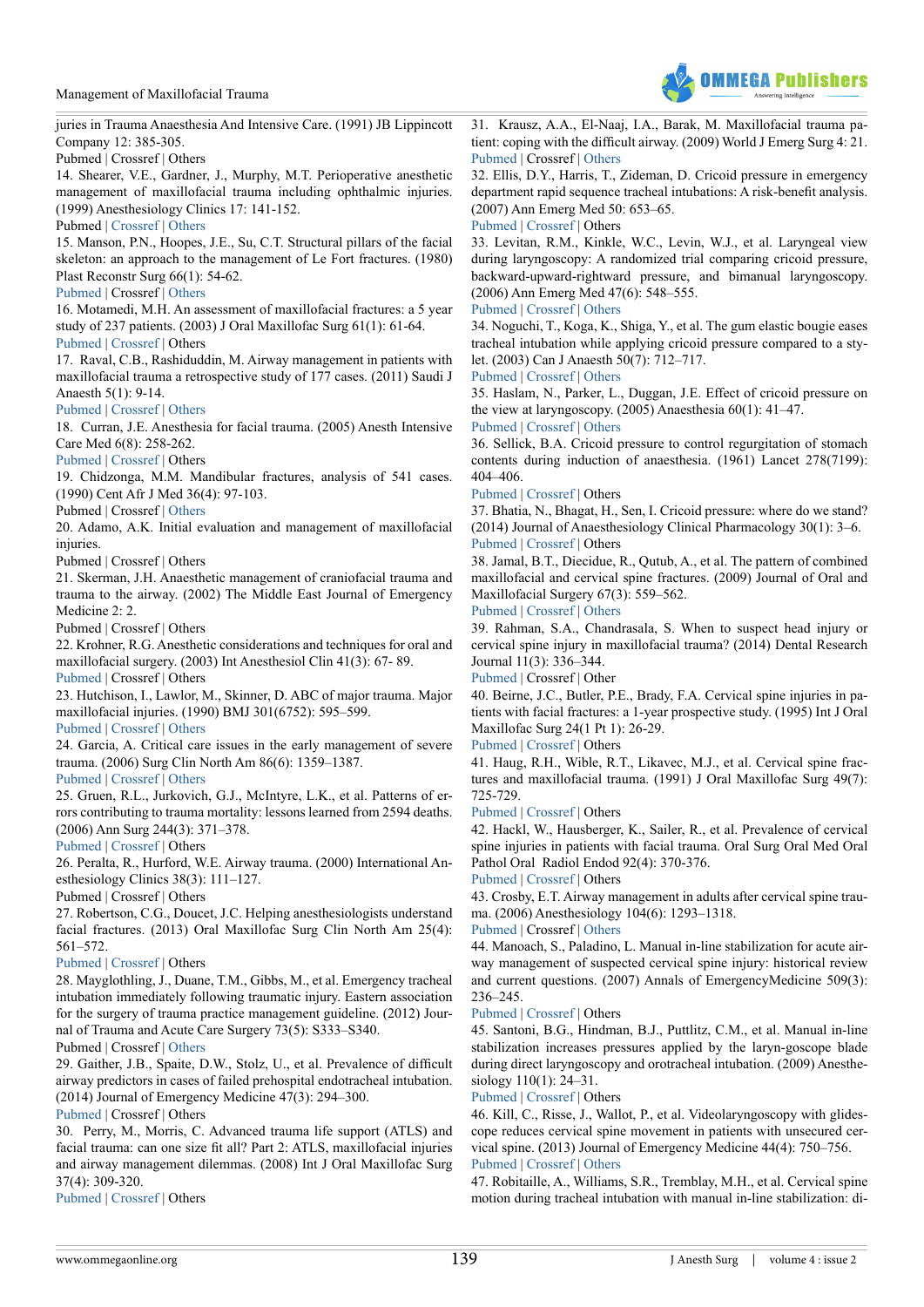juries in Trauma Anaesthesia And Intensive Care. (1991) JB Lippincott Company 12: 385-305.
Pubmed | Crossref | Others

14. Shearer, V.E., Gardner, J., Murphy, M.T. Perioperative anesthetic management of maxillofacial trauma including ophthalmic injuries. (1999) Anesthesiology Clinics 17: 141-152.
Pubmed | Crossref | Others

15. Manson, P.N., Hoopes, J.E., Su, C.T. Structural pillars of the facial skeleton: an approach to the management of Le Fort fractures. (1980) Plast Reconstr Surg 66(1): 54-62.
Pubmed | Crossref | Others

16. Motamedi, M.H. An assessment of maxillofacial fractures: a 5 year study of 237 patients. (2003) J Oral Maxillofac Surg 61(1): 61-64.
Pubmed | Crossref | Others

17. Raval, C.B., Rashiduddin, M. Airway management in patients with maxillofacial trauma a retrospective study of 177 cases. (2011) Saudi J Anaesth 5(1): 9-14.
Pubmed | Crossref | Others

18. Curran, J.E. Anesthesia for facial trauma. (2005) Anesth Intensive Care Med 6(8): 258-262.
Pubmed | Crossref | Others

19. Chidzonga, M.M. Mandibular fractures, analysis of 541 cases. (1990) Cent Afr J Med 36(4): 97-103.
Pubmed | Crossref | Others

20. Adamo, A.K. Initial evaluation and management of maxillofacial injuries.
Pubmed | Crossref | Others

21. Skerman, J.H. Anaesthetic management of craniofacial trauma and trauma to the airway. (2002) The Middle East Journal of Emergency Medicine 2: 2.
Pubmed | Crossref | Others

22. Krohner, R.G. Anesthetic considerations and techniques for oral and maxillofacial surgery. (2003) Int Anesthesiol Clin 41(3): 67- 89.
Pubmed | Crossref | Others

23. Hutchison, I., Lawlor, M., Skinner, D. ABC of major trauma. Major maxillofacial injuries. (1990) BMJ 301(6752): 595–599.
Pubmed | Crossref | Others

24. Garcia, A. Critical care issues in the early management of severe trauma. (2006) Surg Clin North Am 86(6): 1359–1387.
Pubmed | Crossref | Others

25. Gruen, R.L., Jurkovich, G.J., McIntyre, L.K., et al. Patterns of errors contributing to trauma mortality: lessons learned from 2594 deaths. (2006) Ann Surg 244(3): 371–378.
Pubmed | Crossref | Others

26. Peralta, R., Hurford, W.E. Airway trauma. (2000) International Anesthesiology Clinics 38(3): 111–127.
Pubmed | Crossref | Others

27. Robertson, C.G., Doucet, J.C. Helping anesthesiologists understand facial fractures. (2013) Oral Maxillofac Surg Clin North Am 25(4): 561–572.
Pubmed | Crossref | Others

28. Mayglothling, J., Duane, T.M., Gibbs, M., et al. Emergency tracheal intubation immediately following traumatic injury. Eastern association for the surgery of trauma practice management guideline. (2012) Journal of Trauma and Acute Care Surgery 73(5): S333–S340.
Pubmed | Crossref | Others

29. Gaither, J.B., Spaite, D.W., Stolz, U., et al. Prevalence of difficult airway predictors in cases of failed prehospital endotracheal intubation. (2014) Journal of Emergency Medicine 47(3): 294–300.
Pubmed | Crossref | Others

30. Perry, M., Morris, C. Advanced trauma life support (ATLS) and facial trauma: can one size fit all? Part 2: ATLS, maxillofacial injuries and airway management dilemmas. (2008) Int J Oral Maxillofac Surg 37(4): 309-320.
Pubmed | Crossref | Others

31. Krausz, A.A., El-Naaj, I.A., Barak, M. Maxillofacial trauma patient: coping with the difficult airway. (2009) World J Emerg Surg 4: 21.
Pubmed | Crossref | Others

32. Ellis, D.Y., Harris, T., Zideman, D. Cricoid pressure in emergency department rapid sequence tracheal intubations: A risk-benefit analysis. (2007) Ann Emerg Med 50: 653–65.
Pubmed | Crossref | Others

33. Levitan, R.M., Kinkle, W.C., Levin, W.J., et al. Laryngeal view during laryngoscopy: A randomized trial comparing cricoid pressure, backward-upward-rightward pressure, and bimanual laryngoscopy. (2006) Ann Emerg Med 47(6): 548–555.
Pubmed | Crossref | Others

34. Noguchi, T., Koga, K., Shiga, Y., et al. The gum elastic bougie eases tracheal intubation while applying cricoid pressure compared to a stylet. (2003) Can J Anaesth 50(7): 712–717.
Pubmed | Crossref | Others

35. Haslam, N., Parker, L., Duggan, J.E. Effect of cricoid pressure on the view at laryngoscopy. (2005) Anaesthesia 60(1): 41–47.
Pubmed | Crossref | Others

36. Sellick, B.A. Cricoid pressure to control regurgitation of stomach contents during induction of anaesthesia. (1961) Lancet 278(7199): 404–406.
Pubmed | Crossref | Others

37. Bhatia, N., Bhagat, H., Sen, I. Cricoid pressure: where do we stand? (2014) Journal of Anaesthesiology Clinical Pharmacology 30(1): 3–6.
Pubmed | Crossref | Others

38. Jamal, B.T., Diecidue, R., Qutub, A., et al. The pattern of combined maxillofacial and cervical spine fractures. (2009) Journal of Oral and Maxillofacial Surgery 67(3): 559–562.
Pubmed | Crossref | Others

39. Rahman, S.A., Chandrasala, S. When to suspect head injury or cervical spine injury in maxillofacial trauma? (2014) Dental Research Journal 11(3): 336–344.
Pubmed | Crossref | Other

40. Beirne, J.C., Butler, P.E., Brady, F.A. Cervical spine injuries in patients with facial fractures: a 1-year prospective study. (1995) Int J Oral Maxillofac Surg 24(1 Pt 1): 26-29.
Pubmed | Crossref | Others

41. Haug, R.H., Wible, R.T., Likavec, M.J., et al. Cervical spine fractures and maxillofacial trauma. (1991) J Oral Maxillofac Surg 49(7): 725-729.
Pubmed | Crossref | Others

42. Hackl, W., Hausberger, K., Sailer, R., et al. Prevalence of cervical spine injuries in patients with facial trauma. Oral Surg Oral Med Oral Pathol Oral Radiol Endod 92(4): 370-376.
Pubmed | Crossref | Others

43. Crosby, E.T. Airway management in adults after cervical spine trauma. (2006) Anesthesiology 104(6): 1293–1318.
Pubmed | Crossref | Others

44. Manoach, S., Paladino, L. Manual in-line stabilization for acute airway management of suspected cervical spine injury: historical review and current questions. (2007) Annals of EmergencyMedicine 509(3): 236–245.
Pubmed | Crossref | Others

45. Santoni, B.G., Hindman, B.J., Puttlitz, C.M., et al. Manual in-line stabilization increases pressures applied by the laryn-goscope blade during direct laryngoscopy and orotracheal intubation. (2009) Anesthesiology 110(1): 24–31.
Pubmed | Crossref | Others

46. Kill, C., Risse, J., Wallot, P., et al. Videolaryngoscopy with glidescope reduces cervical spine movement in patients with unsecured cervical spine. (2013) Journal of Emergency Medicine 44(4): 750–756.
Pubmed | Crossref | Others

47. Robitaille, A., Williams, S.R., Tremblay, M.H., et al. Cervical spine motion during tracheal intubation with manual in-line stabilization: di-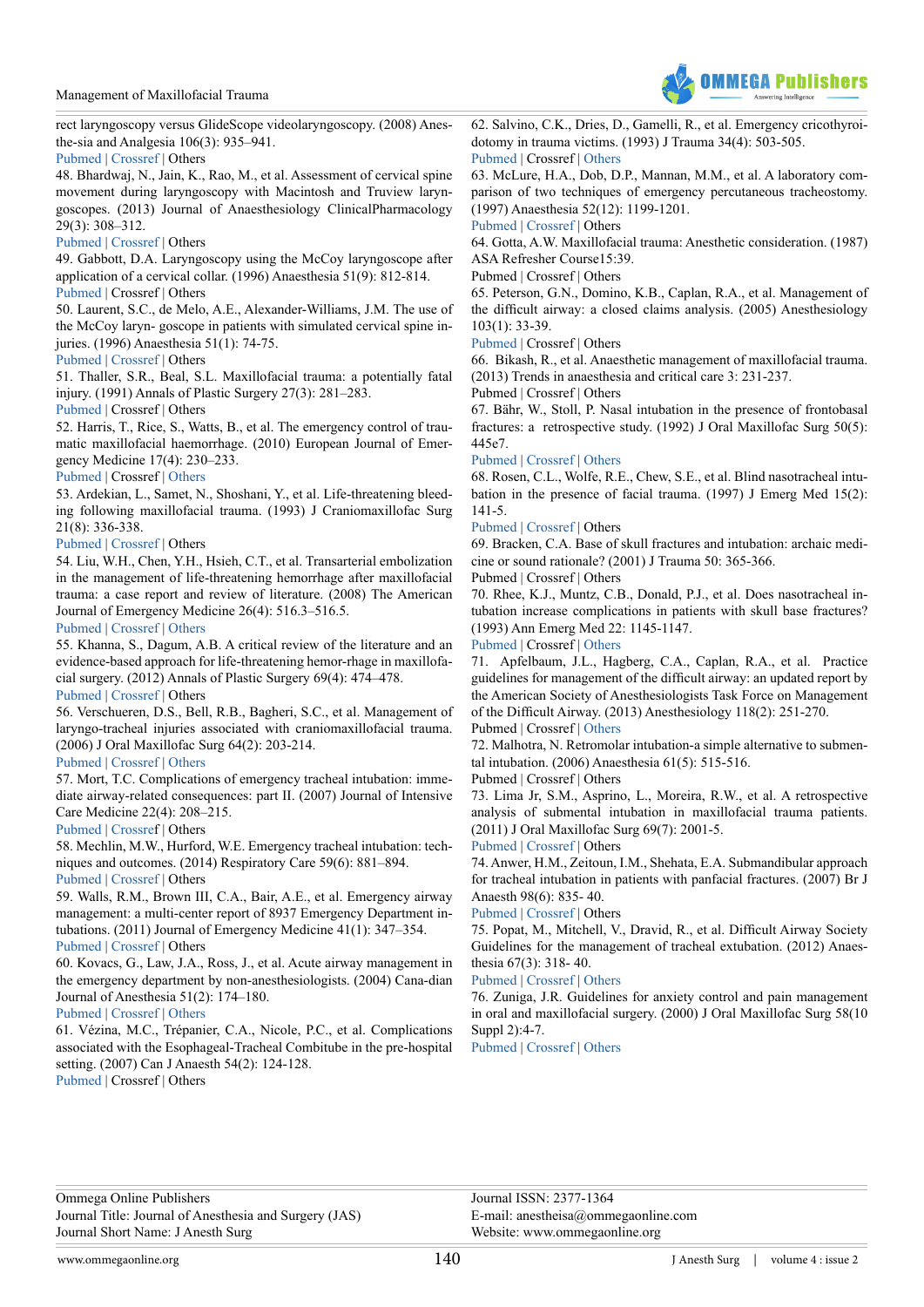rect laryngoscopy versus GlideScope videolaryngoscopy. (2008) Anes-the-sia and Analgesia 106(3): 935–941.
Pubmed | Crossref | Others

48. Bhardwaj, N., Jain, K., Rao, M., et al. Assessment of cervical spine movement during laryngoscopy with Macintosh and Truview laryngoscopes. (2013) Journal of Anaesthesiology ClinicalPharmacology 29(3): 308–312.
Pubmed | Crossref | Others

49. Gabbott, D.A. Laryngoscopy using the McCoy laryngoscope after application of a cervical collar. (1996) Anaesthesia 51(9): 812-814.
Pubmed | Crossref | Others

50. Laurent, S.C., de Melo, A.E., Alexander-Williams, J.M. The use of the McCoy laryn- goscope in patients with simulated cervical spine injuries. (1996) Anaesthesia 51(1): 74-75.
Pubmed | Crossref | Others

51. Thaller, S.R., Beal, S.L. Maxillofacial trauma: a potentially fatal injury. (1991) Annals of Plastic Surgery 27(3): 281–283.
Pubmed | Crossref | Others

52. Harris, T., Rice, S., Watts, B., et al. The emergency control of traumatic maxillofacial haemorrhage. (2010) European Journal of Emergency Medicine 17(4): 230–233.
Pubmed | Crossref | Others

53. Ardekian, L., Samet, N., Shoshani, Y., et al. Life-threatening bleeding following maxillofacial trauma. (1993) J Craniomaxillofac Surg 21(8): 336-338.
Pubmed | Crossref | Others

54. Liu, W.H., Chen, Y.H., Hsieh, C.T., et al. Transarterial embolization in the management of life-threatening hemorrhage after maxillofacial trauma: a case report and review of literature. (2008) The American Journal of Emergency Medicine 26(4): 516.3–516.5.
Pubmed | Crossref | Others

55. Khanna, S., Dagum, A.B. A critical review of the literature and an evidence-based approach for life-threatening hemor-rhage in maxillofacial surgery. (2012) Annals of Plastic Surgery 69(4): 474–478.
Pubmed | Crossref | Others

56. Verschueren, D.S., Bell, R.B., Bagheri, S.C., et al. Management of laryngo-tracheal injuries associated with craniomaxillofacial trauma. (2006) J Oral Maxillofac Surg 64(2): 203-214.
Pubmed | Crossref | Others

57. Mort, T.C. Complications of emergency tracheal intubation: immediate airway-related consequences: part II. (2007) Journal of Intensive Care Medicine 22(4): 208–215.
Pubmed | Crossref | Others

58. Mechlin, M.W., Hurford, W.E. Emergency tracheal intubation: techniques and outcomes. (2014) Respiratory Care 59(6): 881–894.
Pubmed | Crossref | Others

59. Walls, R.M., Brown III, C.A., Bair, A.E., et al. Emergency airway management: a multi-center report of 8937 Emergency Department intubations. (2011) Journal of Emergency Medicine 41(1): 347–354.
Pubmed | Crossref | Others

60. Kovacs, G., Law, J.A., Ross, J., et al. Acute airway management in the emergency department by non-anesthesiologists. (2004) Cana-dian Journal of Anesthesia 51(2): 174–180.
Pubmed | Crossref | Others

61. Vézina, M.C., Trépanier, C.A., Nicole, P.C., et al. Complications associated with the Esophageal-Tracheal Combitube in the pre-hospital setting. (2007) Can J Anaesth 54(2): 124-128.
Pubmed | Crossref | Others

62. Salvino, C.K., Dries, D., Gamelli, R., et al. Emergency cricothyroidotomy in trauma victims. (1993) J Trauma 34(4): 503-505.
Pubmed | Crossref | Others

63. McLure, H.A., Dob, D.P., Mannan, M.M., et al. A laboratory comparison of two techniques of emergency percutaneous tracheostomy. (1997) Anaesthesia 52(12): 1199-1201.
Pubmed | Crossref | Others

64. Gotta, A.W. Maxillofacial trauma: Anesthetic consideration. (1987) ASA Refresher Course15:39.
Pubmed | Crossref | Others

65. Peterson, G.N., Domino, K.B., Caplan, R.A., et al. Management of the difficult airway: a closed claims analysis. (2005) Anesthesiology 103(1): 33-39.
Pubmed | Crossref | Others

66. Bikash, R., et al. Anaesthetic management of maxillofacial trauma. (2013) Trends in anaesthesia and critical care 3: 231-237.
Pubmed | Crossref | Others

67. Bähr, W., Stoll, P. Nasal intubation in the presence of frontobasal fractures: a retrospective study. (1992) J Oral Maxillofac Surg 50(5): 445e7.
Pubmed | Crossref | Others

68. Rosen, C.L., Wolfe, R.E., Chew, S.E., et al. Blind nasotracheal intubation in the presence of facial trauma. (1997) J Emerg Med 15(2): 141-5.
Pubmed | Crossref | Others

69. Bracken, C.A. Base of skull fractures and intubation: archaic medicine or sound rationale? (2001) J Trauma 50: 365-366.
Pubmed | Crossref | Others

70. Rhee, K.J., Muntz, C.B., Donald, P.J., et al. Does nasotracheal intubation increase complications in patients with skull base fractures? (1993) Ann Emerg Med 22: 1145-1147.
Pubmed | Crossref | Others

71. Apfelbaum, J.L., Hagberg, C.A., Caplan, R.A., et al. Practice guidelines for management of the difficult airway: an updated report by the American Society of Anesthesiologists Task Force on Management of the Difficult Airway. (2013) Anesthesiology 118(2): 251-270.
Pubmed | Crossref | Others

72. Malhotra, N. Retromolar intubation-a simple alternative to submental intubation. (2006) Anaesthesia 61(5): 515-516.
Pubmed | Crossref | Others

73. Lima Jr, S.M., Asprino, L., Moreira, R.W., et al. A retrospective analysis of submental intubation in maxillofacial trauma patients. (2011) J Oral Maxillofac Surg 69(7): 2001-5.
Pubmed | Crossref | Others

74. Anwer, H.M., Zeitoun, I.M., Shehata, E.A. Submandibular approach for tracheal intubation in patients with panfacial fractures. (2007) Br J Anaesth 98(6): 835- 40.
Pubmed | Crossref | Others

75. Popat, M., Mitchell, V., Dravid, R., et al. Difficult Airway Society Guidelines for the management of tracheal extubation. (2012) Anaesthesia 67(3): 318- 40.
Pubmed | Crossref | Others

76. Zuniga, J.R. Guidelines for anxiety control and pain management in oral and maxillofacial surgery. (2000) J Oral Maxillofac Surg 58(10 Suppl 2):4-7.
Pubmed | Crossref | Others